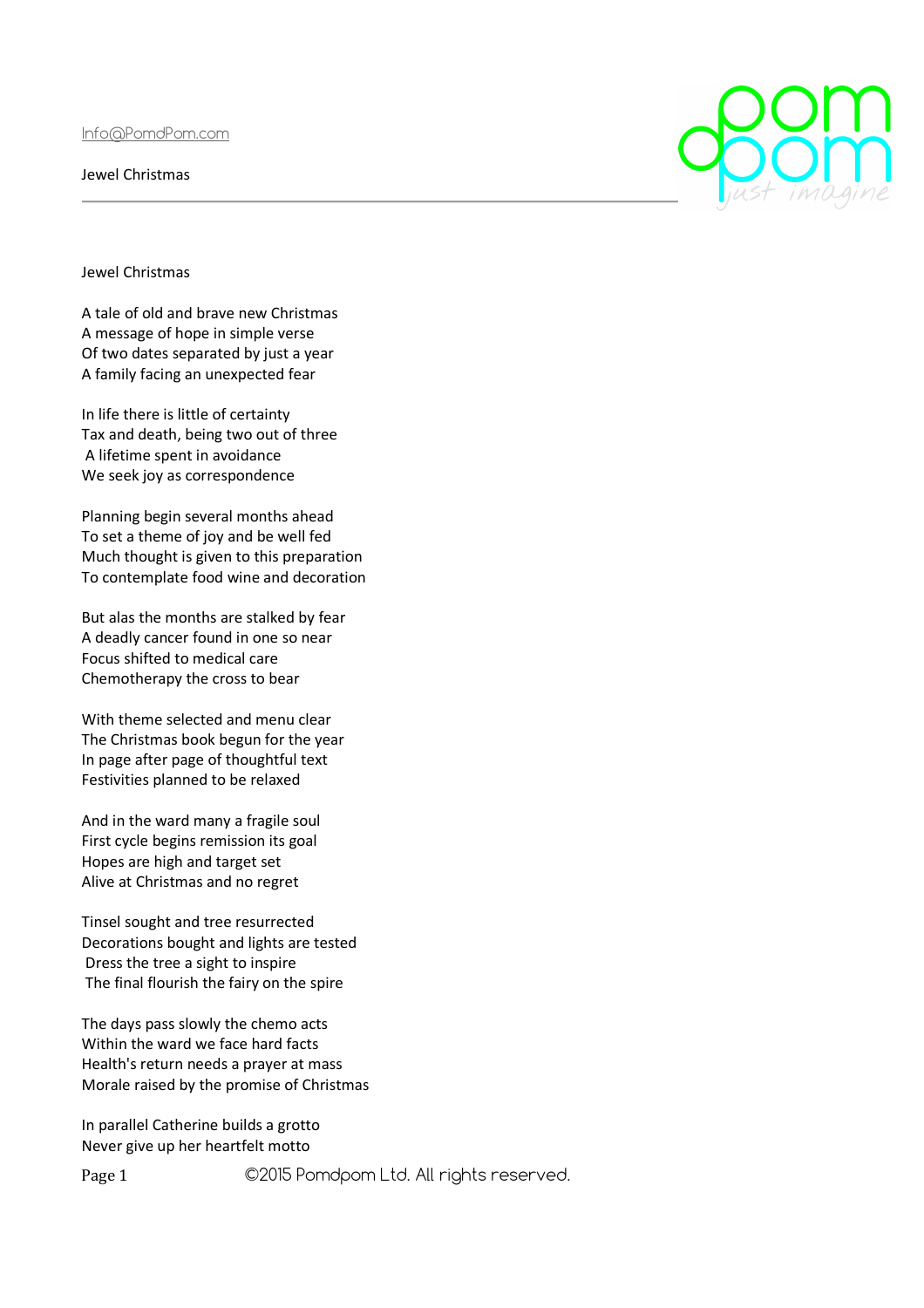Info@PomdPom.com

Jewel Christmas

# Jewel Christmas

A tale of old and brave new Christmas  
A message of hope in simple verse  
Of two dates separated by just a year  
A family facing an unexpected fear

In life there is little of certainty  
Tax and death, being two out of three  
A lifetime spent in avoidance  
We seek joy as correspondence

Planning begin several months ahead  
To set a theme of joy and be well fed  
Much thought is given to this preparation  
To contemplate food wine and decoration

But alas the months are stalked by fear  
A deadly cancer found in one so near  
Focus shifted to medical care  
Chemotherapy the cross to bear

With theme selected and menu clear  
The Christmas book begun for the year  
In page after page of thoughtful text  
Festivities planned to be relaxed

And in the ward many a fragile soul  
First cycle begins remission its goal  
Hopes are high and target set  
Alive at Christmas and no regret

Tinsel sought and tree resurrected  
Decorations bought and lights are tested  
Dress the tree a sight to inspire  
The final flourish the fairy on the spire

The days pass slowly the chemo acts  
Within the ward we face hard facts  
Health's return needs a prayer at mass  
Morale raised by the promise of Christmas

In parallel Catherine builds a grotto  
Never give up her heartfelt motto

©2015 Pomdpom Ltd. All rights reserved.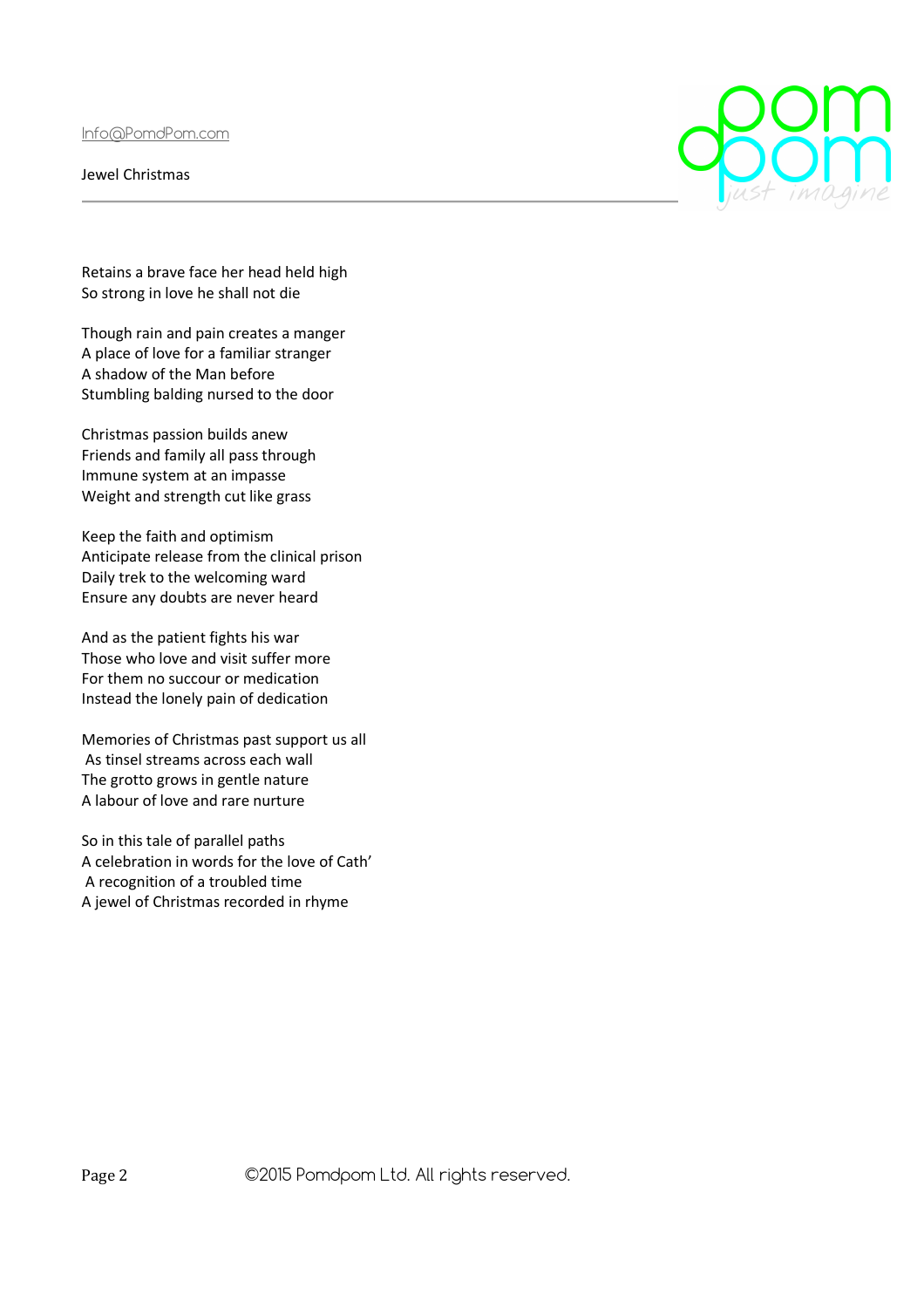Retains a brave face her head held high
So strong in love he shall not die

Though rain and pain creates a manger
A place of love for a familiar stranger
A shadow of the Man before
Stumbling balding nursed to the door

Christmas passion builds anew
Friends and family all pass through
Immune system at an impasse
Weight and strength cut like grass

Keep the faith and optimism
Anticipate release from the clinical prison
Daily trek to the welcoming ward
Ensure any doubts are never heard

And as the patient fights his war
Those who love and visit suffer more
For them no succour or medication
Instead the lonely pain of dedication

Memories of Christmas past support us all
As tinsel streams across each wall
The grotto grows in gentle nature
A labour of love and rare nurture

So in this tale of parallel paths
A celebration in words for the love of Cath'
A recognition of a troubled time
A jewel of Christmas recorded in rhyme